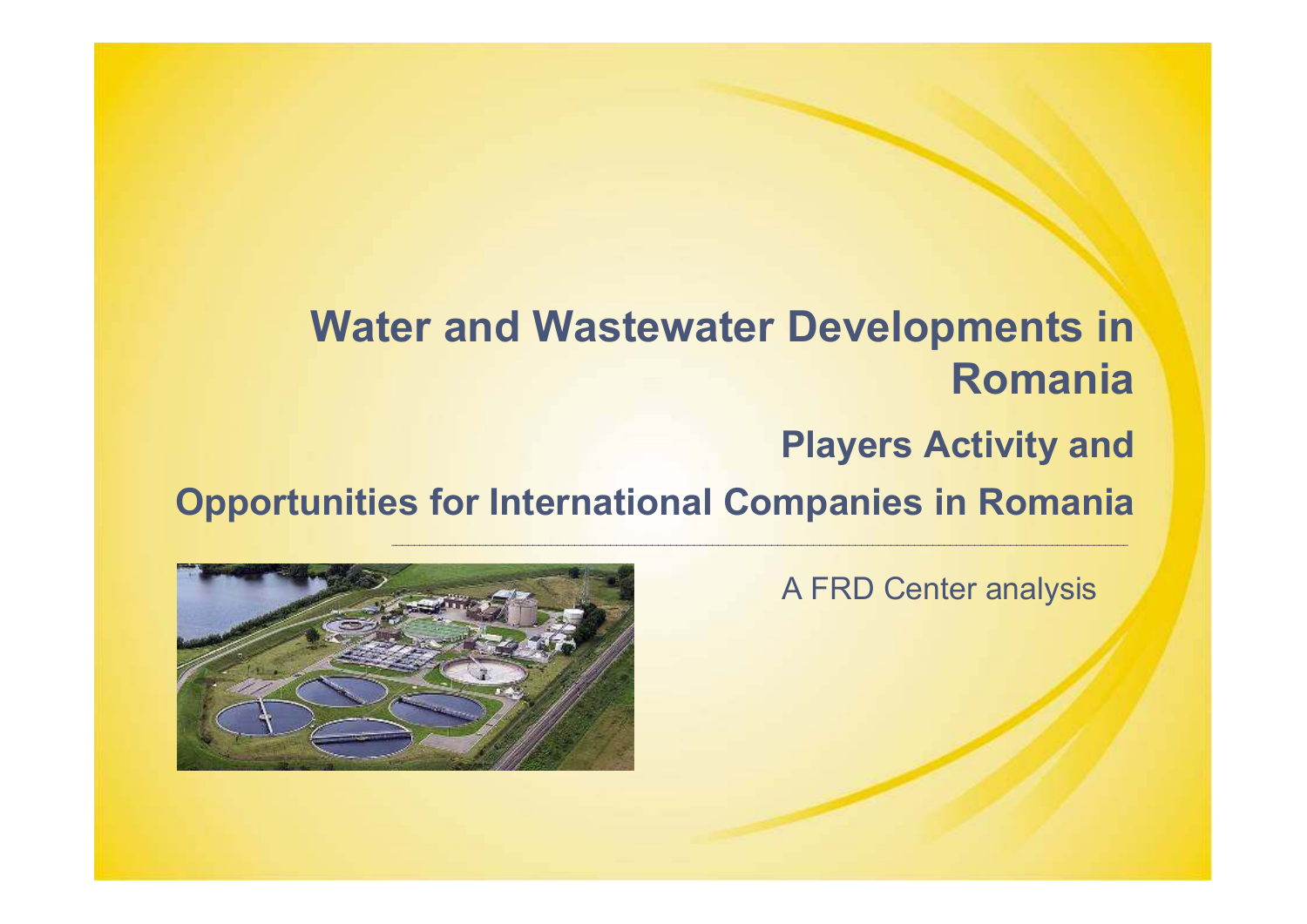# Water and Wastewater Developments in Romania

## Players Activity and Opportunities for International Companies in Romania

A FRD Center analysis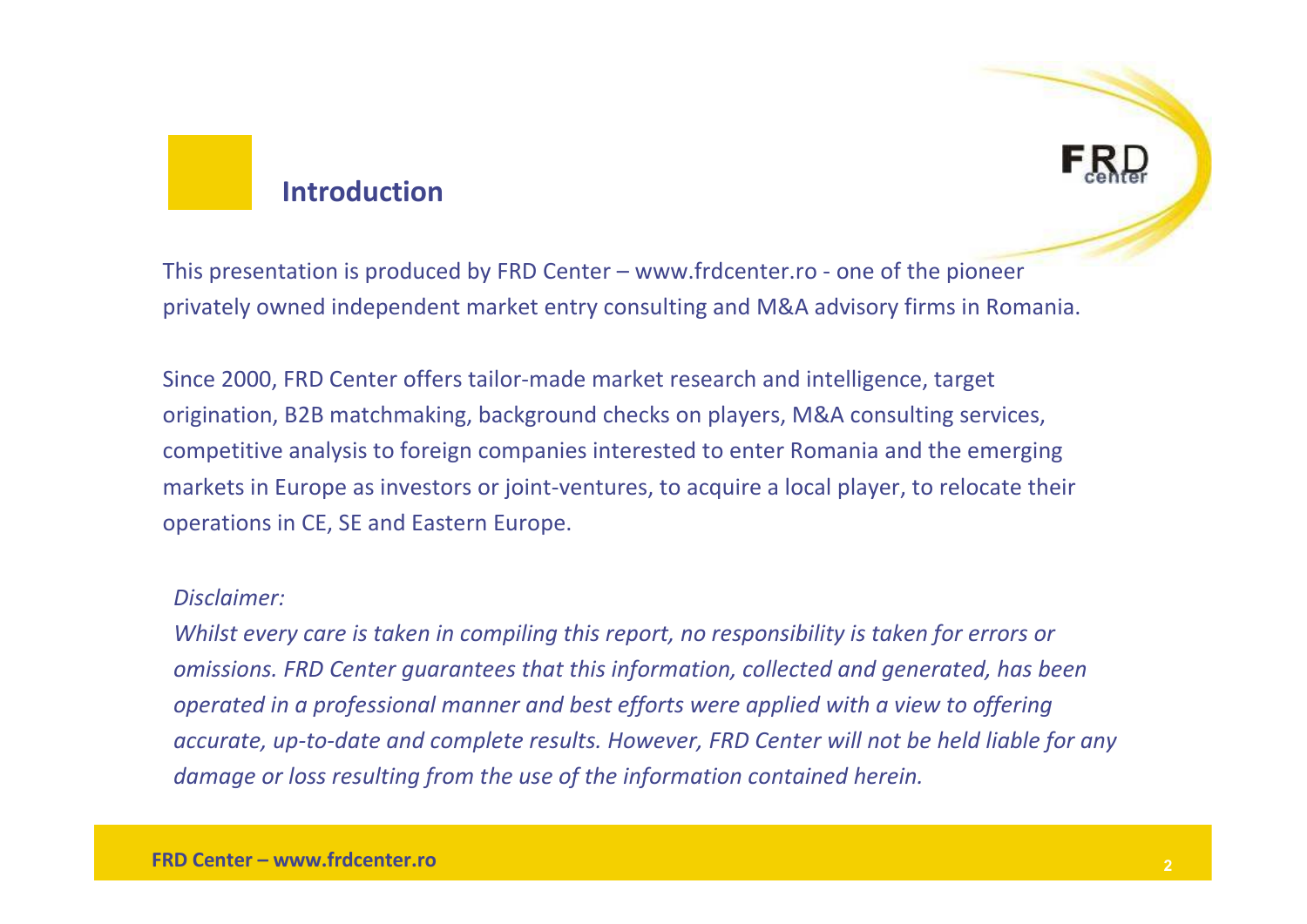## Introduction

This presentation is produced by FRD Center – www.frdcenter.ro - one of the pioneer privately owned independent market entry consulting and M&A advisory firms in Romania.

Since 2000, FRD Center offers tailor-made market research and intelligence, target origination, B2B matchmaking, background checks on players, M&A consulting services, competitive analysis to foreign companies interested to enter Romania and the emerging markets in Europe as investors or joint-ventures, to acquire a local player, to relocate their operations in CE, SE and Eastern Europe.

*Disclaimer:*

*Whilst every care is taken in compiling this report, no responsibility is taken for errors or omissions. FRD Center guarantees that this information, collected and generated, has been operated in a professional manner and best efforts were applied with a view to offering accurate, up-to-date and complete results. However, FRD Center will not be held liable for any damage or loss resulting from the use of the information contained herein.*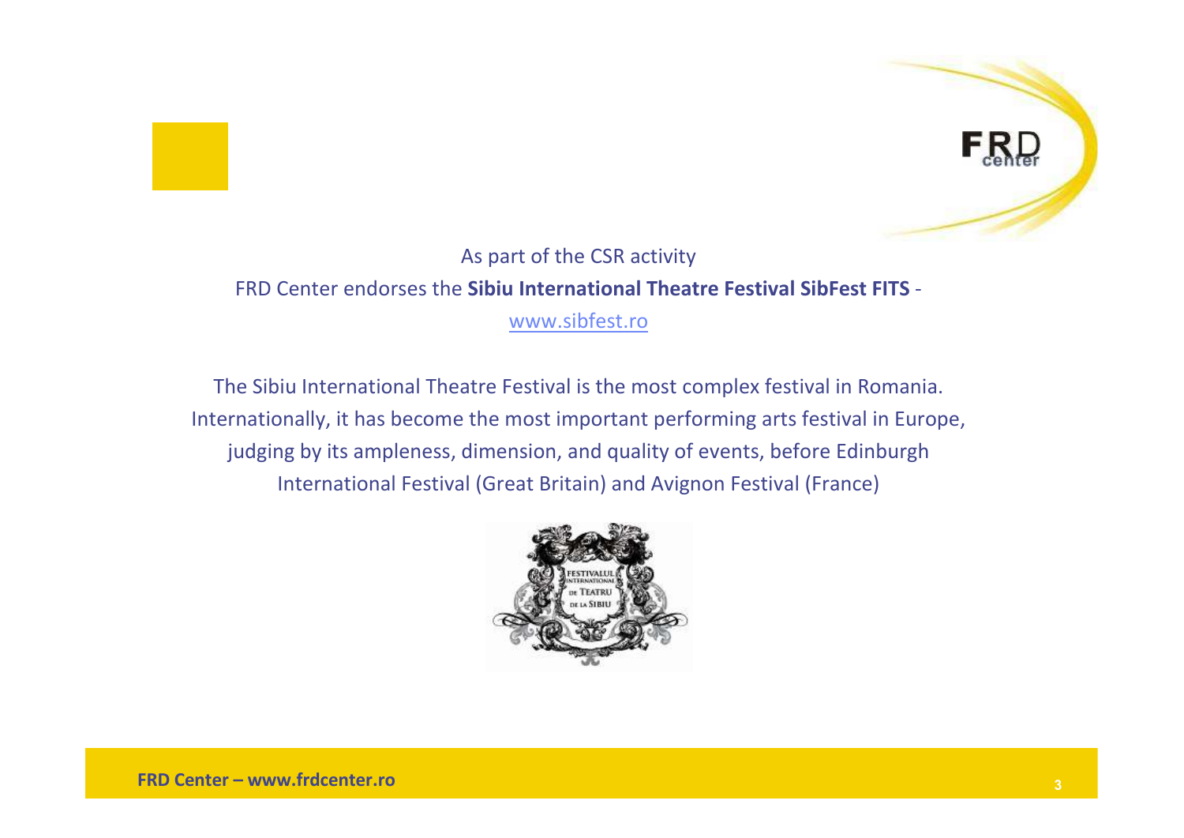As part of the CSR activity

FRD Center endorses the **Sibiu International Theatre Festival SibFest FITS** - www.sibfest.ro

The Sibiu International Theatre Festival is the most complex festival in Romania. Internationally, it has become the most important performing arts festival in Europe, judging by its ampleness, dimension, and quality of events, before Edinburgh International Festival (Great Britain) and Avignon Festival (France)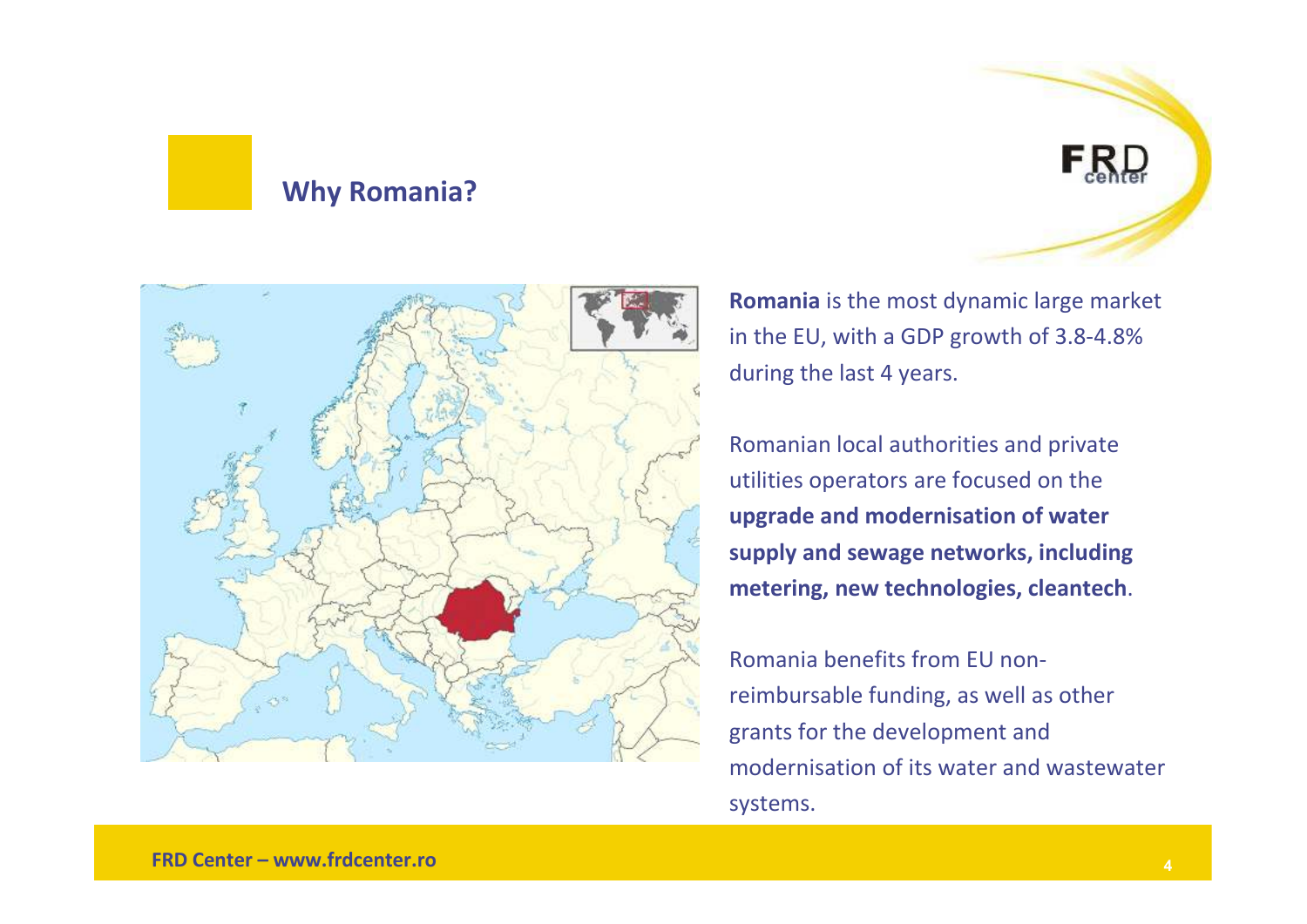## Why Romania?

**Romania** is the most dynamic large market in the EU, with a GDP growth of 3.8-4.8% during the last 4 years.

Romanian local authorities and private utilities operators are focused on the **upgrade and modernisation of water supply and sewage networks, including metering, new technologies, cleantech**.

Romania benefits from EU non-reimbursable funding, as well as other grants for the development and modernisation of its water and wastewater systems.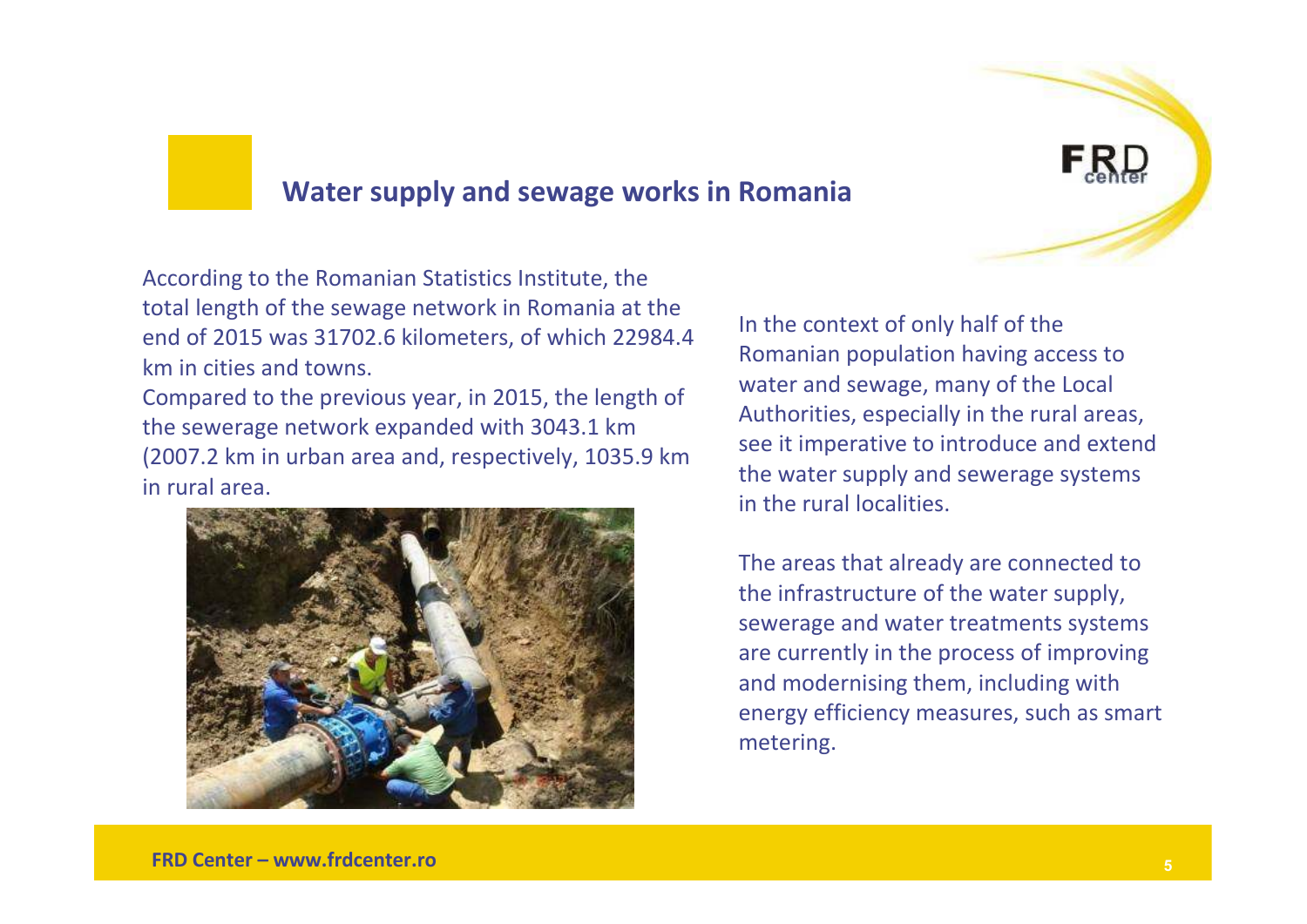## Water supply and sewage works in Romania

According to the Romanian Statistics Institute, the total length of the sewage network in Romania at the end of 2015 was 31702.6 kilometers, of which 22984.4 km in cities and towns.
Compared to the previous year, in 2015, the length of the sewerage network expanded with 3043.1 km (2007.2 km in urban area and, respectively, 1035.9 km in rural area.

In the context of only half of the Romanian population having access to water and sewage, many of the Local Authorities, especially in the rural areas, see it imperative to introduce and extend the water supply and sewerage systems in the rural localities.

The areas that already are connected to the infrastructure of the water supply, sewerage and water treatments systems are currently in the process of improving and modernising them, including with energy efficiency measures, such as smart metering.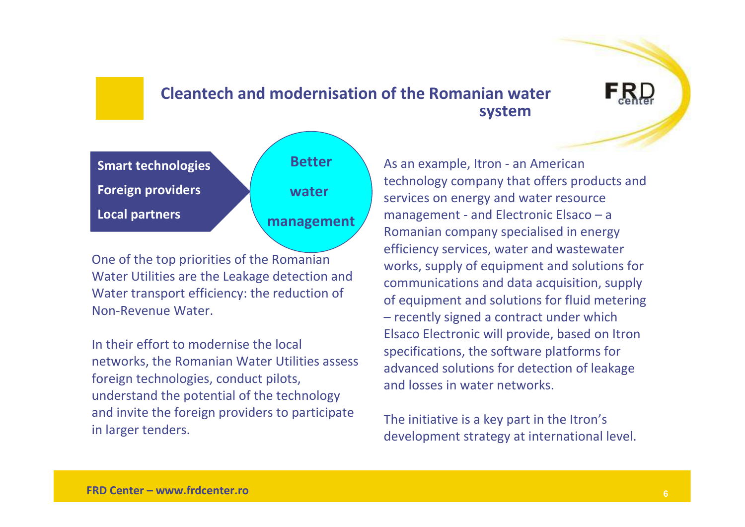## Cleantech and modernisation of the Romanian water system

**Smart technologies**

**Foreign providers**

**Local partners**

**Better water management**

One of the top priorities of the Romanian Water Utilities are the Leakage detection and Water transport efficiency: the reduction of Non-Revenue Water.

In their effort to modernise the local networks, the Romanian Water Utilities assess foreign technologies, conduct pilots, understand the potential of the technology and invite the foreign providers to participate in larger tenders.

As an example, Itron - an American technology company that offers products and services on energy and water resource management - and Electronic Elsaco – a Romanian company specialised in energy efficiency services, water and wastewater works, supply of equipment and solutions for communications and data acquisition, supply of equipment and solutions for fluid metering – recently signed a contract under which Elsaco Electronic will provide, based on Itron specifications, the software platforms for advanced solutions for detection of leakage and losses in water networks.

The initiative is a key part in the Itron's development strategy at international level.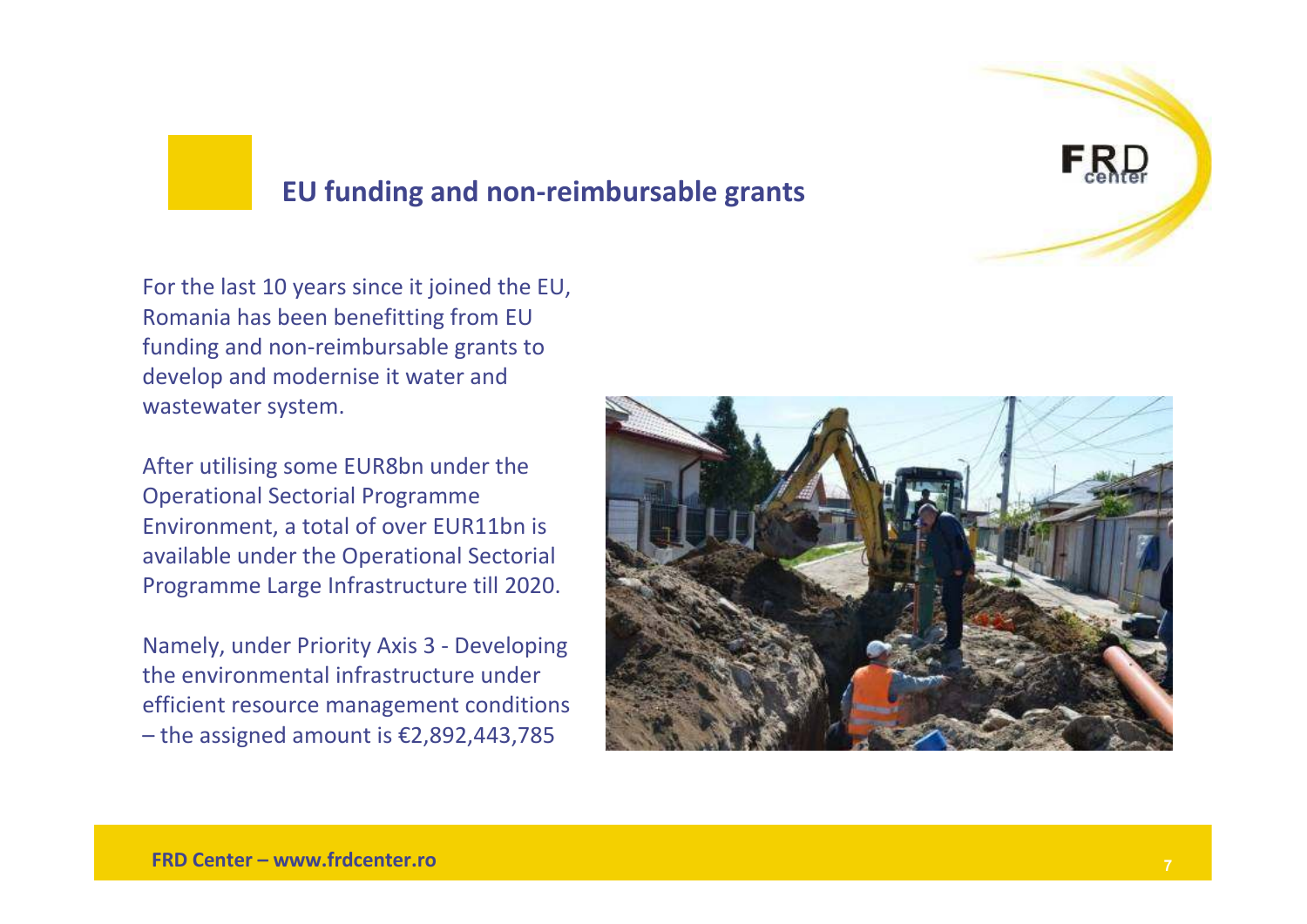## EU funding and non-reimbursable grants

For the last 10 years since it joined the EU, Romania has been benefitting from EU funding and non-reimbursable grants to develop and modernise it water and wastewater system.

After utilising some EUR8bn under the Operational Sectorial Programme Environment, a total of over EUR11bn is available under the Operational Sectorial Programme Large Infrastructure till 2020.

Namely, under Priority Axis 3 - Developing the environmental infrastructure under efficient resource management conditions – the assigned amount is €2,892,443,785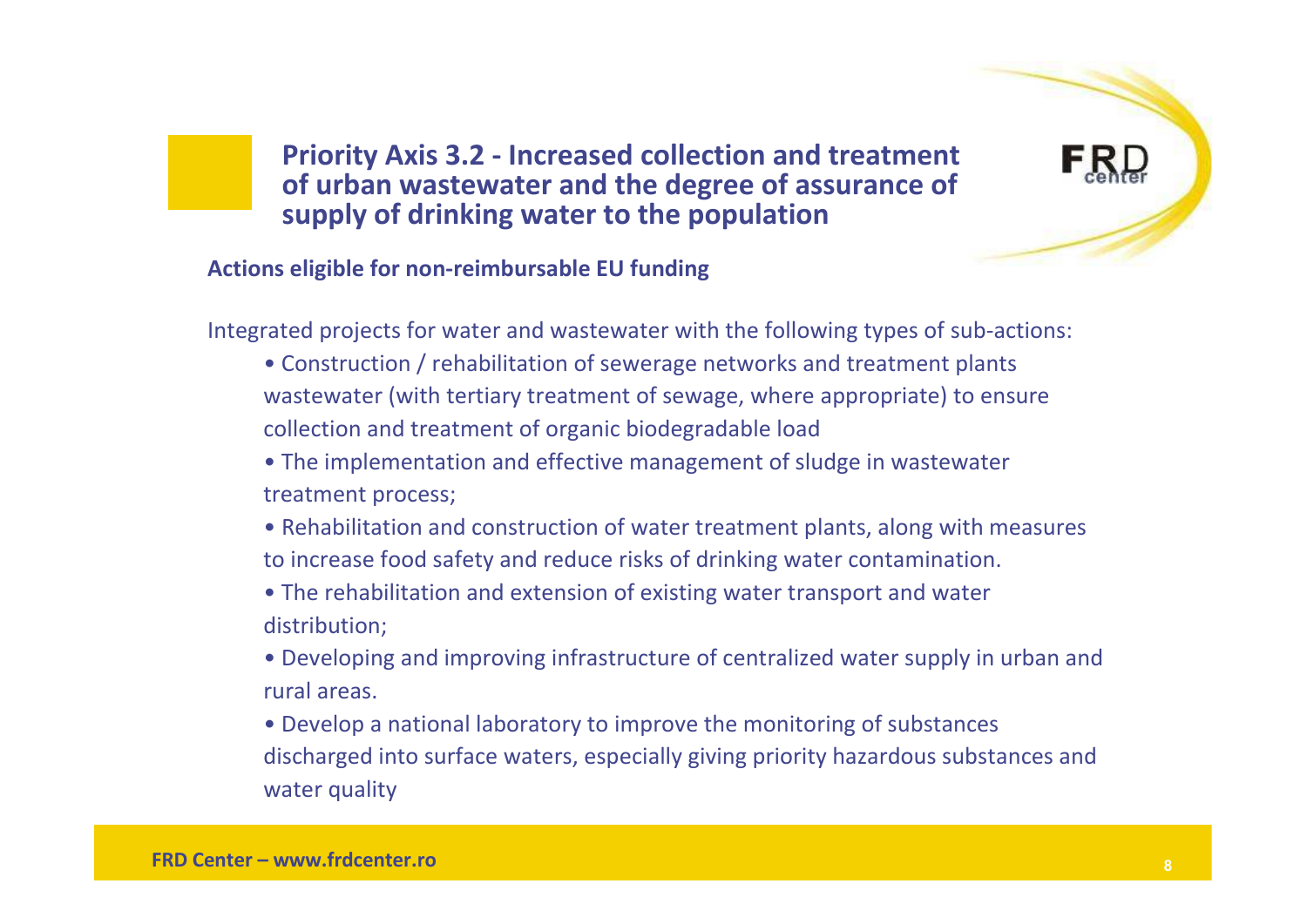## Priority Axis 3.2 - Increased collection and treatment of urban wastewater and the degree of assurance of supply of drinking water to the population

**Actions eligible for non-reimbursable EU funding**

Integrated projects for water and wastewater with the following types of sub-actions:

- Construction / rehabilitation of sewerage networks and treatment plants wastewater (with tertiary treatment of sewage, where appropriate) to ensure collection and treatment of organic biodegradable load
- The implementation and effective management of sludge in wastewater treatment process;
- Rehabilitation and construction of water treatment plants, along with measures to increase food safety and reduce risks of drinking water contamination.
- The rehabilitation and extension of existing water transport and water distribution;
- Developing and improving infrastructure of centralized water supply in urban and rural areas.
- Develop a national laboratory to improve the monitoring of substances discharged into surface waters, especially giving priority hazardous substances and water quality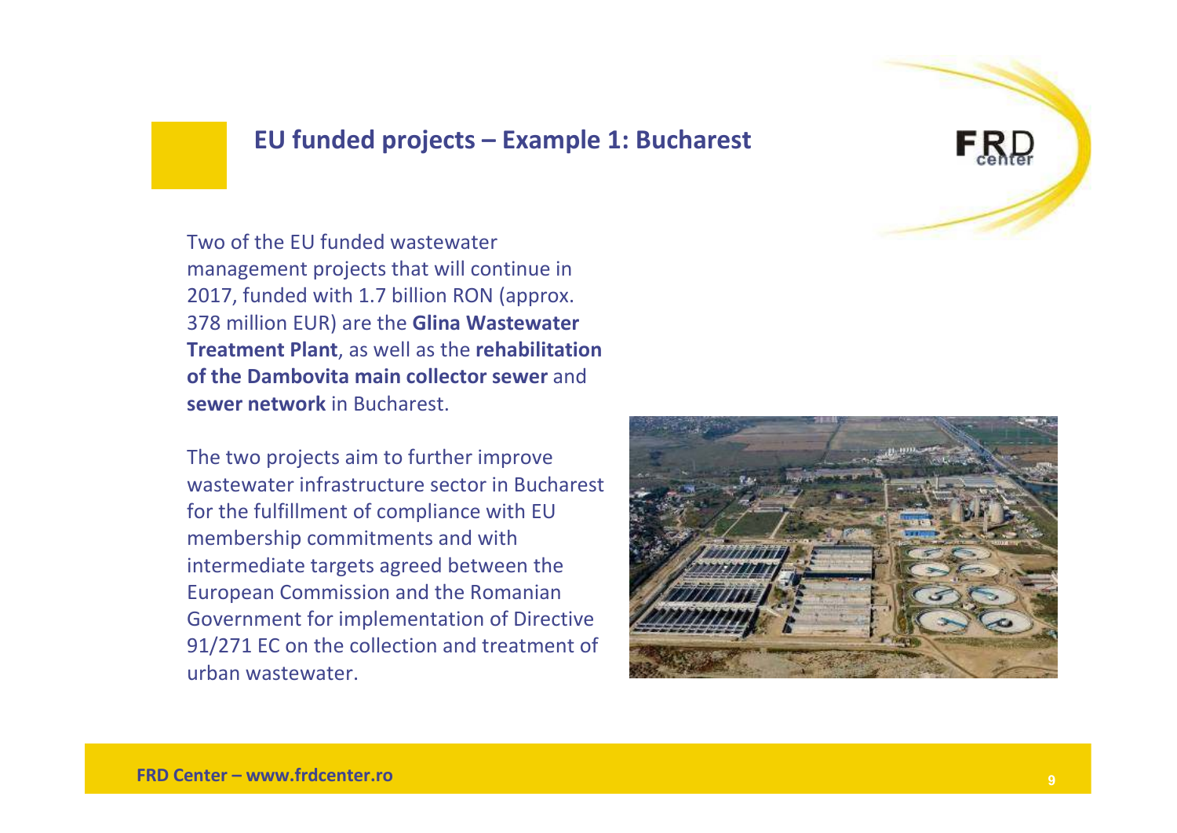## EU funded projects – Example 1: Bucharest

Two of the EU funded wastewater management projects that will continue in 2017, funded with 1.7 billion RON (approx. 378 million EUR) are the **Glina Wastewater Treatment Plant**, as well as the **rehabilitation of the Dambovita main collector sewer** and **sewer network** in Bucharest.

The two projects aim to further improve wastewater infrastructure sector in Bucharest for the fulfillment of compliance with EU membership commitments and with intermediate targets agreed between the European Commission and the Romanian Government for implementation of Directive 91/271 EC on the collection and treatment of urban wastewater.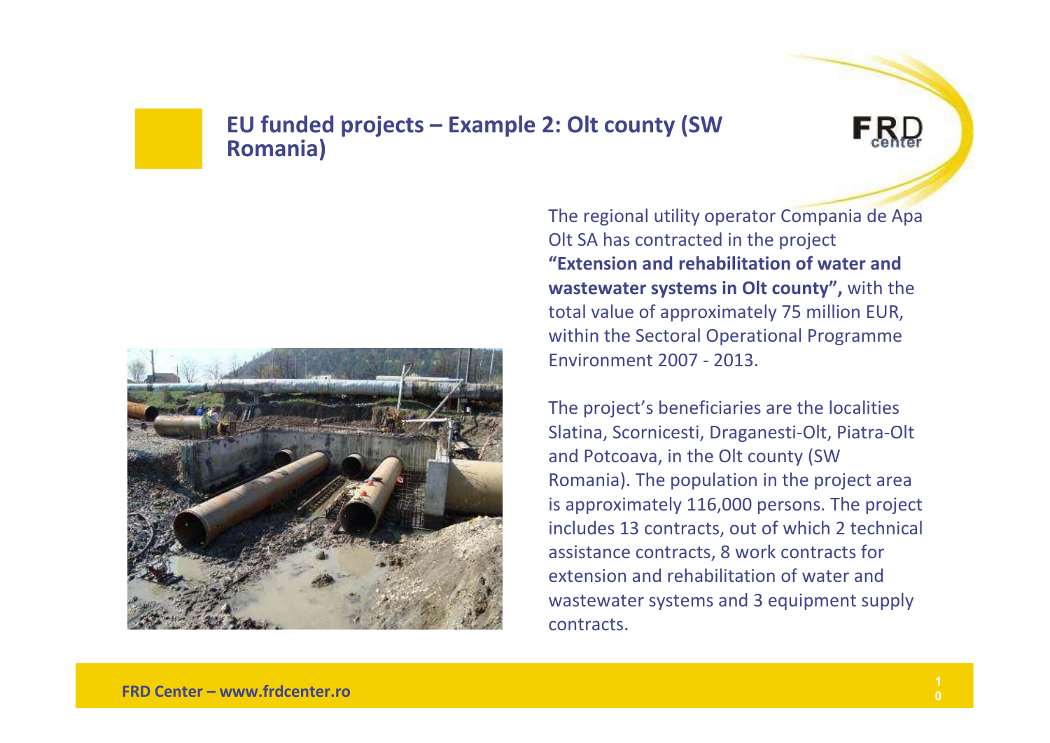## EU funded projects – Example 2: Olt county (SW Romania)

The regional utility operator Compania de Apa Olt SA has contracted in the project **"Extension and rehabilitation of water and wastewater systems in Olt county",** with the total value of approximately 75 million EUR, within the Sectoral Operational Programme Environment 2007 - 2013.

The project's beneficiaries are the localities Slatina, Scornicesti, Draganesti-Olt, Piatra-Olt and Potcoava, in the Olt county (SW Romania). The population in the project area is approximately 116,000 persons. The project includes 13 contracts, out of which 2 technical assistance contracts, 8 work contracts for extension and rehabilitation of water and wastewater systems and 3 equipment supply contracts.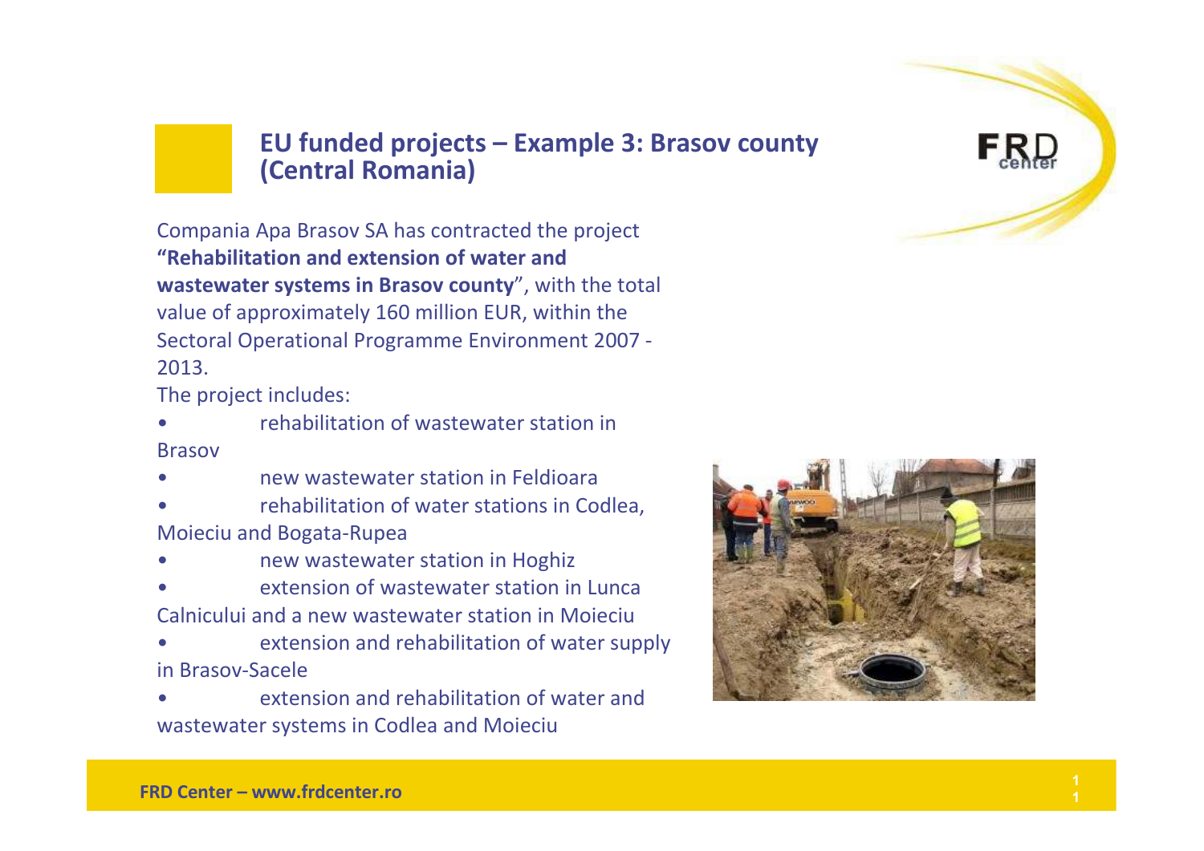## EU funded projects – Example 3: Brasov county (Central Romania)

Compania Apa Brasov SA has contracted the project **"Rehabilitation and extension of water and wastewater systems in Brasov county**", with the total value of approximately 160 million EUR, within the Sectoral Operational Programme Environment 2007 - 2013.

The project includes:

- rehabilitation of wastewater station in Brasov
- new wastewater station in Feldioara
- rehabilitation of water stations in Codlea, Moieciu and Bogata-Rupea
- new wastewater station in Hoghiz
- extension of wastewater station in Lunca Calnicului and a new wastewater station in Moieciu
- extension and rehabilitation of water supply in Brasov-Sacele
- extension and rehabilitation of water and wastewater systems in Codlea and Moieciu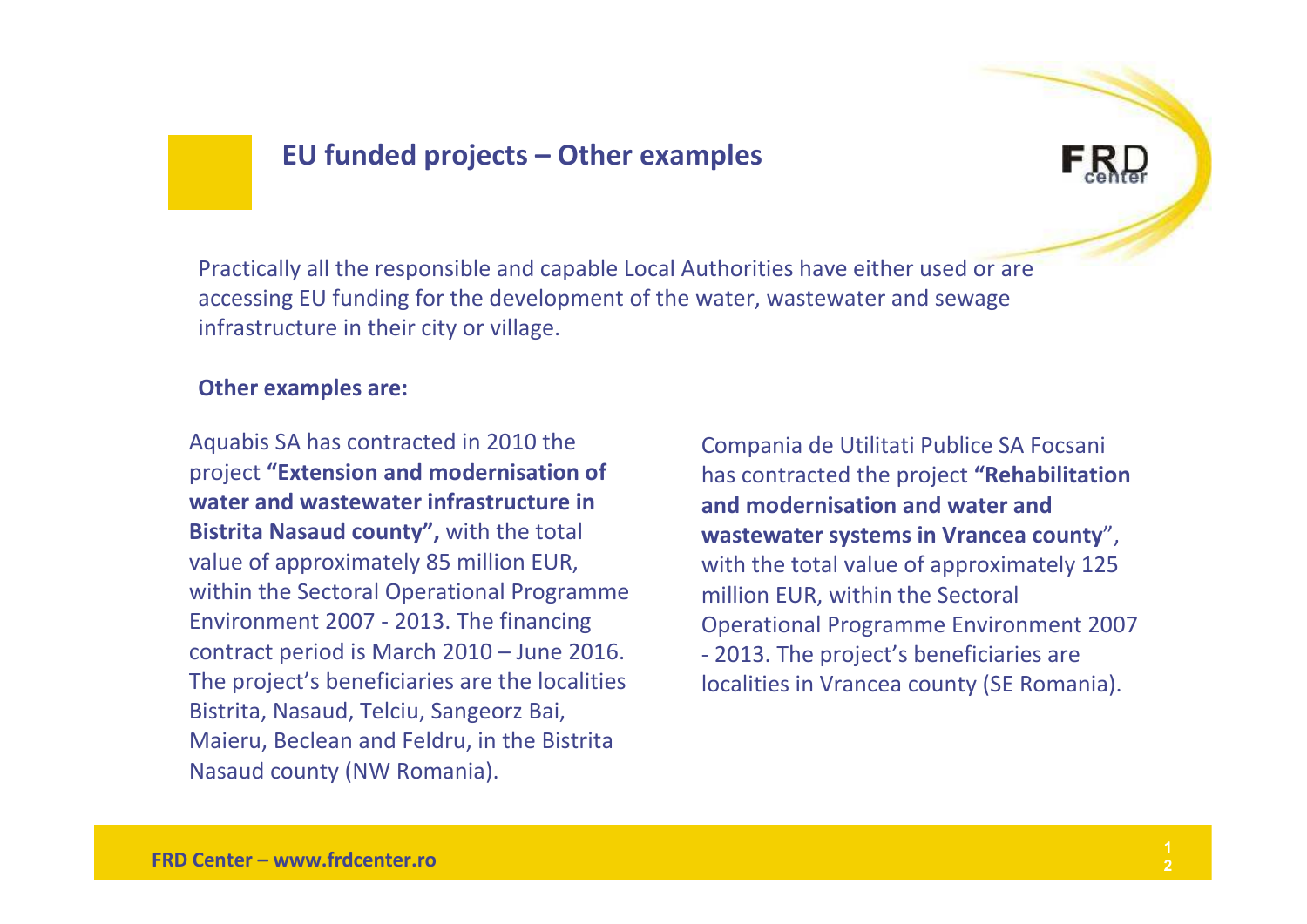## EU funded projects – Other examples

Practically all the responsible and capable Local Authorities have either used or are accessing EU funding for the development of the water, wastewater and sewage infrastructure in their city or village.

**Other examples are:**

Aquabis SA has contracted in 2010 the project **"Extension and modernisation of water and wastewater infrastructure in Bistrita Nasaud county",** with the total value of approximately 85 million EUR, within the Sectoral Operational Programme Environment 2007 - 2013. The financing contract period is March 2010 – June 2016. The project's beneficiaries are the localities Bistrita, Nasaud, Telciu, Sangeorz Bai, Maieru, Beclean and Feldru, in the Bistrita Nasaud county (NW Romania).

Compania de Utilitati Publice SA Focsani has contracted the project **"Rehabilitation and modernisation and water and wastewater systems in Vrancea county**", with the total value of approximately 125 million EUR, within the Sectoral Operational Programme Environment 2007 - 2013. The project's beneficiaries are localities in Vrancea county (SE Romania).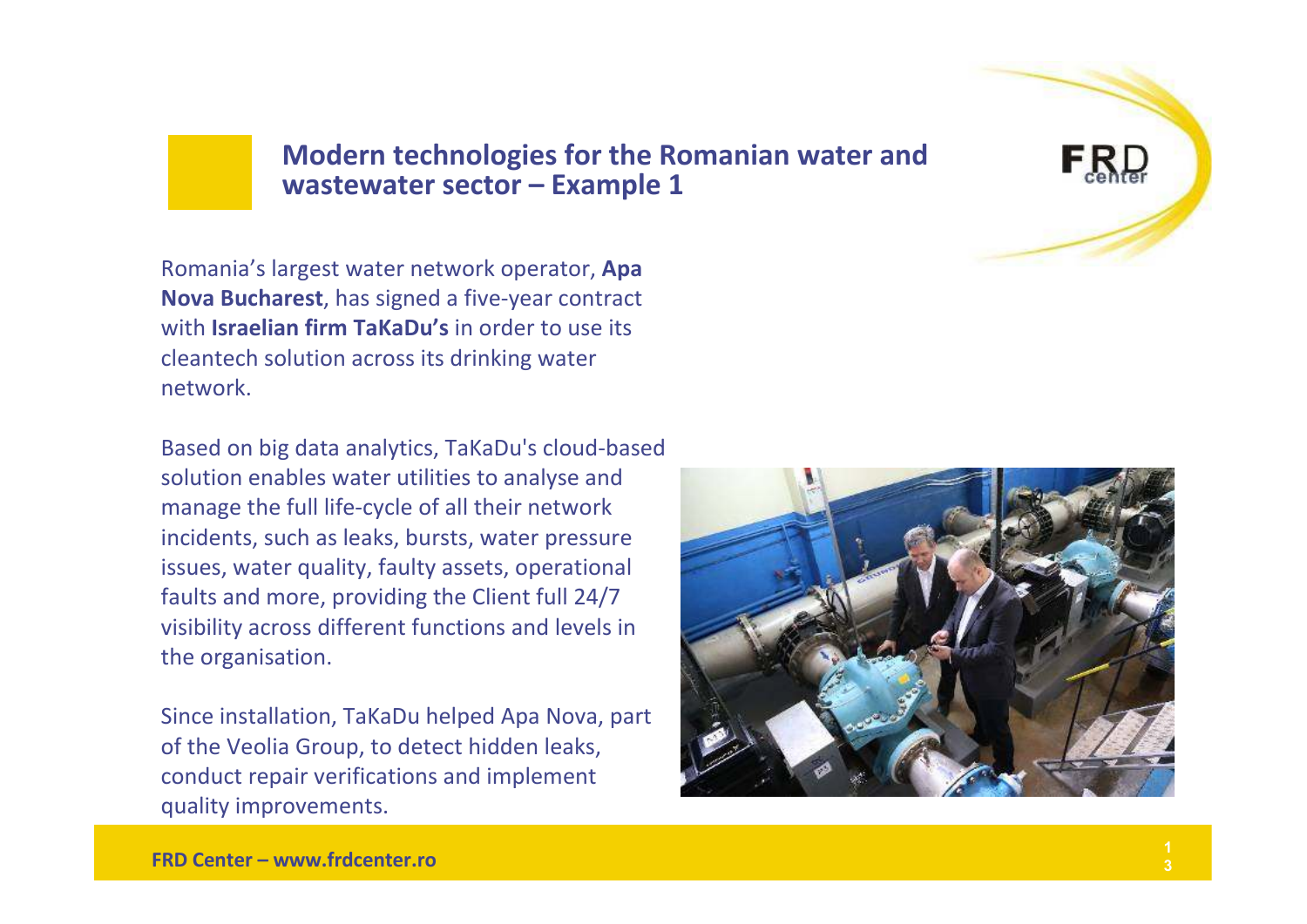## Modern technologies for the Romanian water and wastewater sector – Example 1

Romania's largest water network operator, **Apa Nova Bucharest**, has signed a five-year contract with **Israelian firm TaKaDu's** in order to use its cleantech solution across its drinking water network.

Based on big data analytics, TaKaDu's cloud-based solution enables water utilities to analyse and manage the full life-cycle of all their network incidents, such as leaks, bursts, water pressure issues, water quality, faulty assets, operational faults and more, providing the Client full 24/7 visibility across different functions and levels in the organisation.

Since installation, TaKaDu helped Apa Nova, part of the Veolia Group, to detect hidden leaks, conduct repair verifications and implement quality improvements.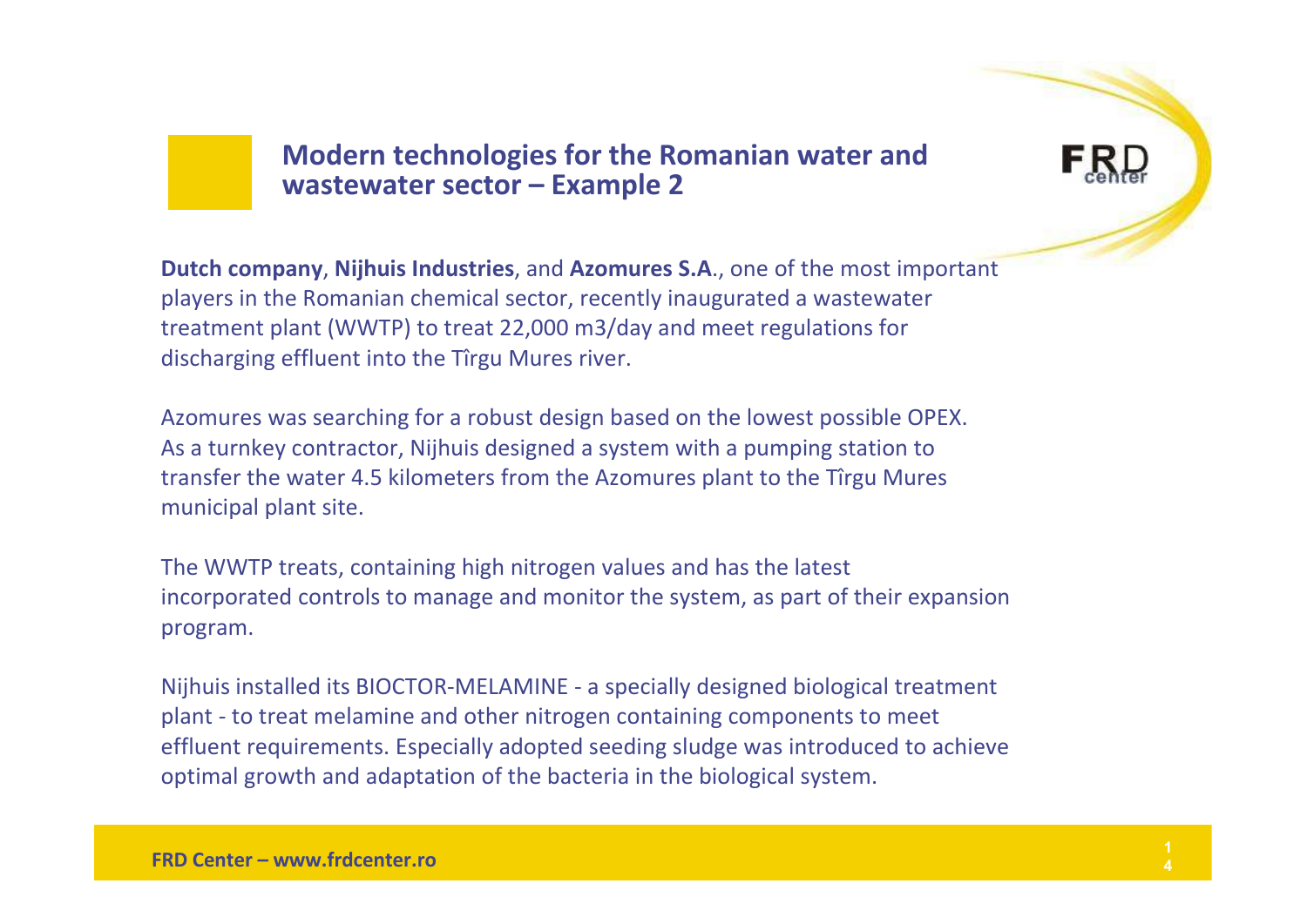## Modern technologies for the Romanian water and wastewater sector – Example 2

**Dutch company**, **Nijhuis Industries**, and **Azomures S.A**., one of the most important players in the Romanian chemical sector, recently inaugurated a wastewater treatment plant (WWTP) to treat 22,000 m3/day and meet regulations for discharging effluent into the Tîrgu Mures river.

Azomures was searching for a robust design based on the lowest possible OPEX. As a turnkey contractor, Nijhuis designed a system with a pumping station to transfer the water 4.5 kilometers from the Azomures plant to the Tîrgu Mures municipal plant site.

The WWTP treats, containing high nitrogen values and has the latest incorporated controls to manage and monitor the system, as part of their expansion program.

Nijhuis installed its BIOCTOR-MELAMINE - a specially designed biological treatment plant - to treat melamine and other nitrogen containing components to meet effluent requirements. Especially adopted seeding sludge was introduced to achieve optimal growth and adaptation of the bacteria in the biological system.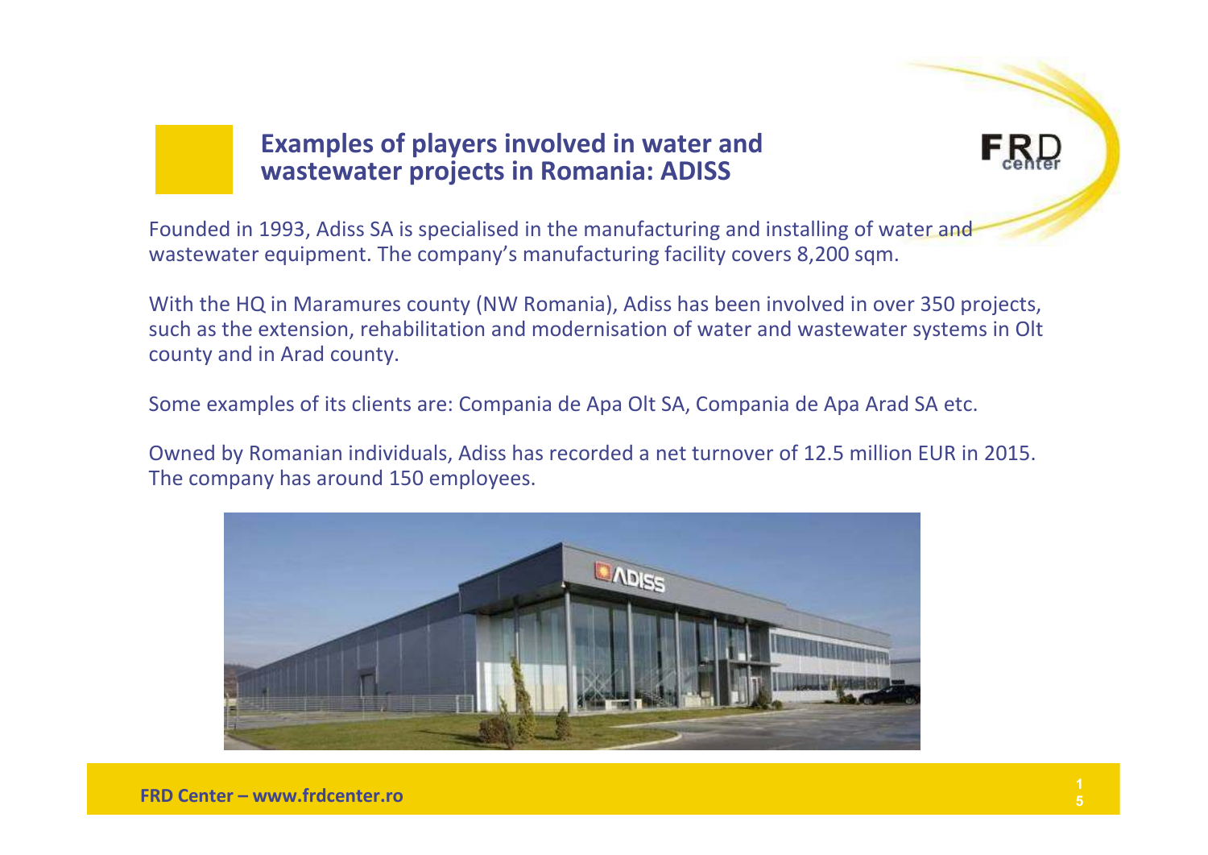## Examples of players involved in water and wastewater projects in Romania: ADISS

Founded in 1993, Adiss SA is specialised in the manufacturing and installing of water and wastewater equipment. The company's manufacturing facility covers 8,200 sqm.

With the HQ in Maramures county (NW Romania), Adiss has been involved in over 350 projects, such as the extension, rehabilitation and modernisation of water and wastewater systems in Olt county and in Arad county.

Some examples of its clients are: Compania de Apa Olt SA, Compania de Apa Arad SA etc.

Owned by Romanian individuals, Adiss has recorded a net turnover of 12.5 million EUR in 2015. The company has around 150 employees.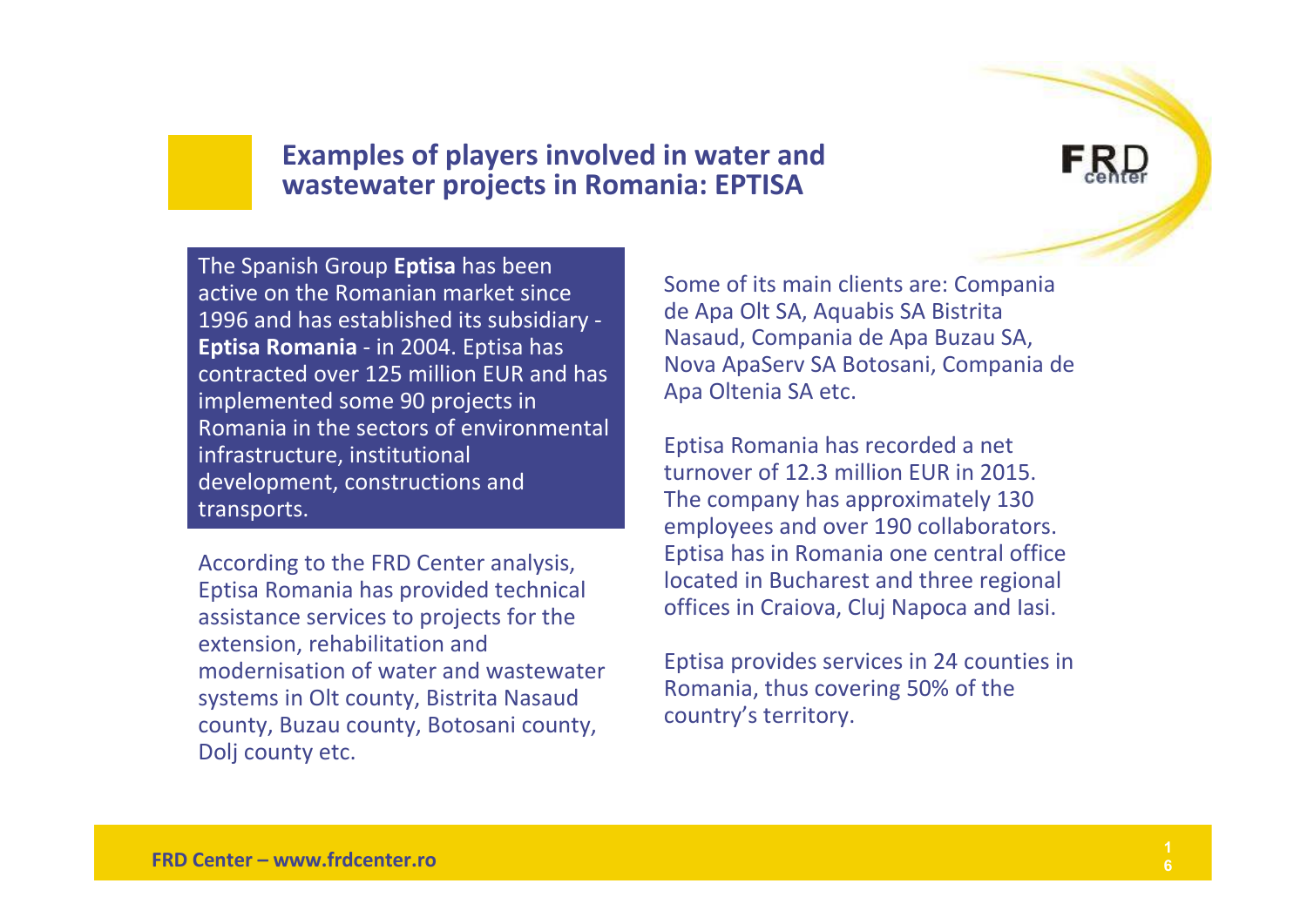## Examples of players involved in water and wastewater projects in Romania: EPTISA

The Spanish Group **Eptisa** has been active on the Romanian market since 1996 and has established its subsidiary - **Eptisa Romania** - in 2004. Eptisa has contracted over 125 million EUR and has implemented some 90 projects in Romania in the sectors of environmental infrastructure, institutional development, constructions and transports.

According to the FRD Center analysis, Eptisa Romania has provided technical assistance services to projects for the extension, rehabilitation and modernisation of water and wastewater systems in Olt county, Bistrita Nasaud county, Buzau county, Botosani county, Dolj county etc.

Some of its main clients are: Compania de Apa Olt SA, Aquabis SA Bistrita Nasaud, Compania de Apa Buzau SA, Nova ApaServ SA Botosani, Compania de Apa Oltenia SA etc.

Eptisa Romania has recorded a net turnover of 12.3 million EUR in 2015. The company has approximately 130 employees and over 190 collaborators. Eptisa has in Romania one central office located in Bucharest and three regional offices in Craiova, Cluj Napoca and Iasi.

Eptisa provides services in 24 counties in Romania, thus covering 50% of the country's territory.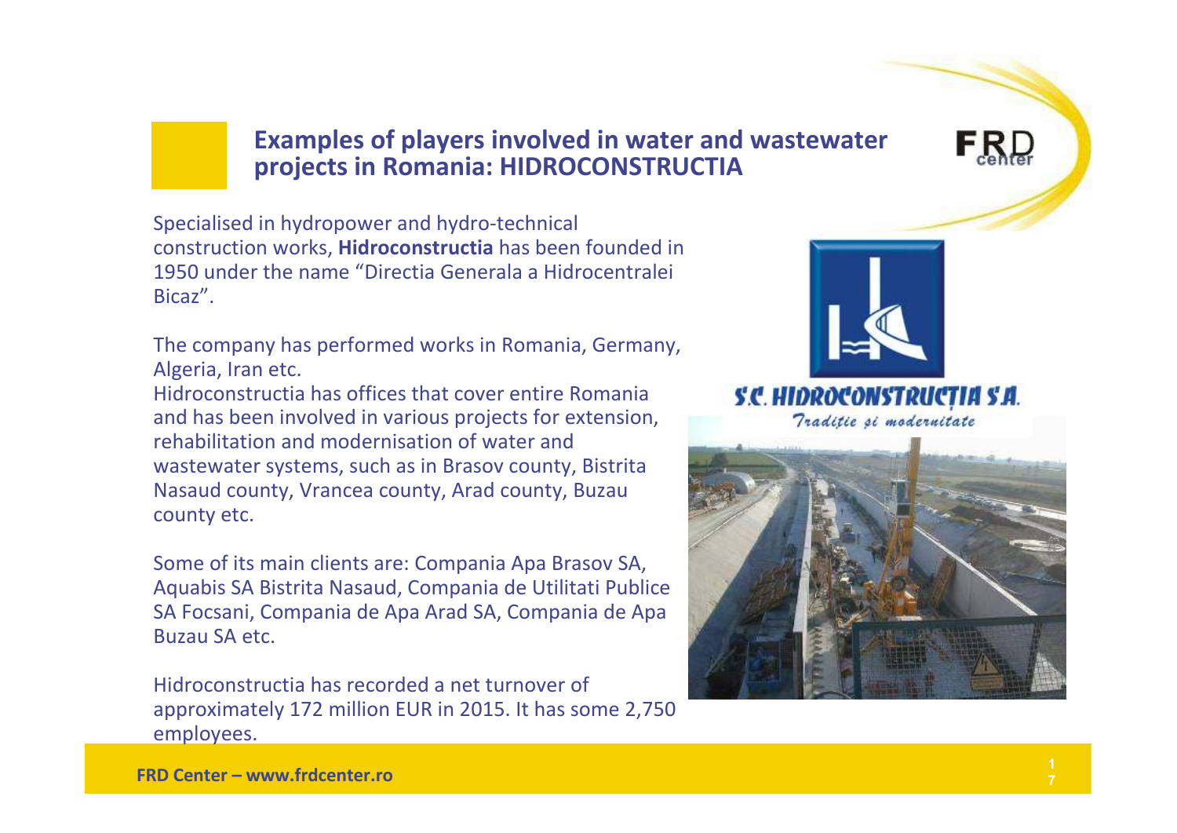## Examples of players involved in water and wastewater projects in Romania: HIDROCONSTRUCTIA

Specialised in hydropower and hydro-technical construction works, **Hidroconstructia** has been founded in 1950 under the name "Directia Generala a Hidrocentralei Bicaz".

The company has performed works in Romania, Germany, Algeria, Iran etc.

Hidroconstructia has offices that cover entire Romania and has been involved in various projects for extension, rehabilitation and modernisation of water and wastewater systems, such as in Brasov county, Bistrita Nasaud county, Vrancea county, Arad county, Buzau county etc.

Some of its main clients are: Compania Apa Brasov SA, Aquabis SA Bistrita Nasaud, Compania de Utilitati Publice SA Focsani, Compania de Apa Arad SA, Compania de Apa Buzau SA etc.

Hidroconstructia has recorded a net turnover of approximately 172 million EUR in 2015. It has some 2,750 employees.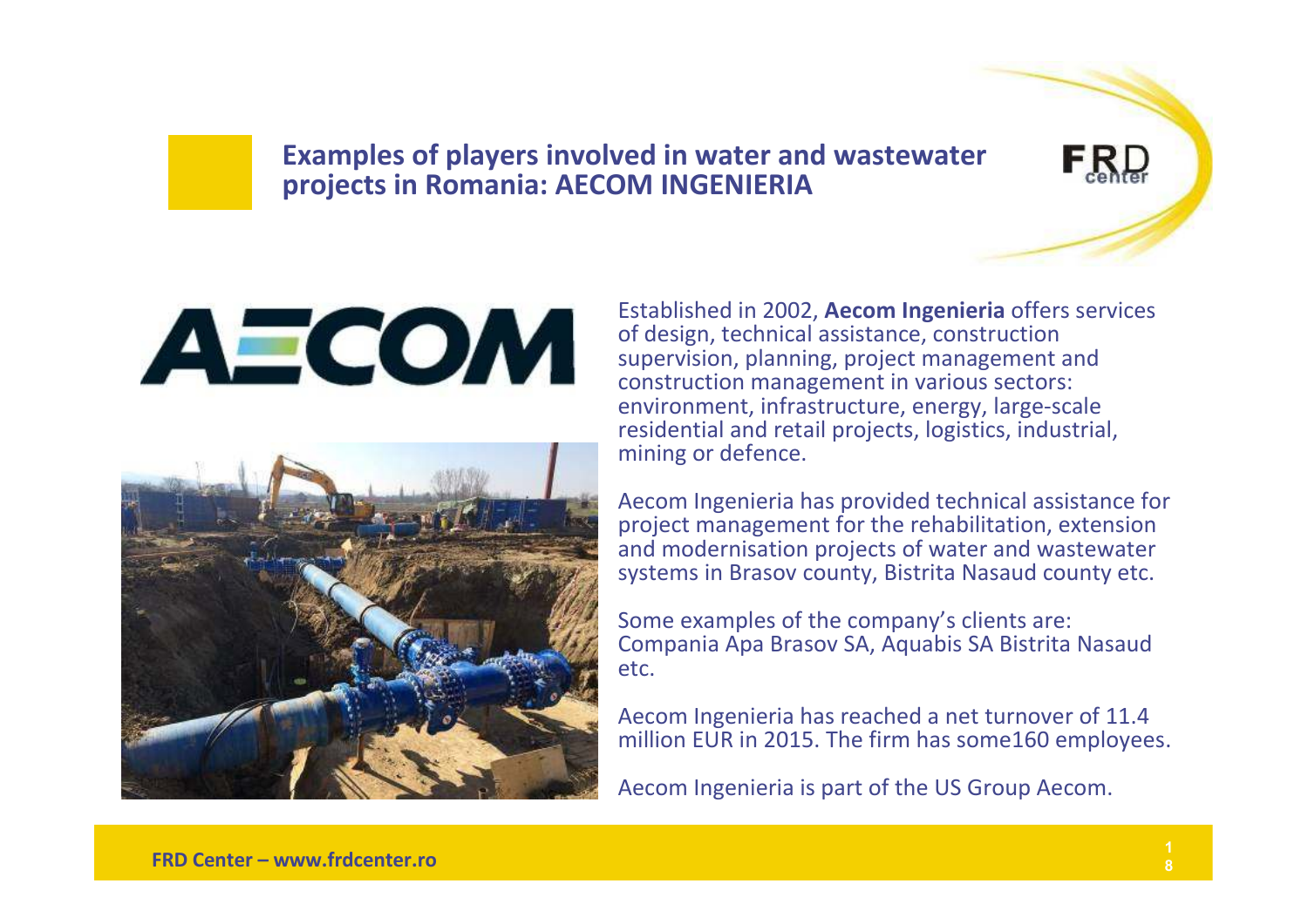## Examples of players involved in water and wastewater projects in Romania: AECOM INGENIERIA

Established in 2002, **Aecom Ingenieria** offers services of design, technical assistance, construction supervision, planning, project management and construction management in various sectors: environment, infrastructure, energy, large-scale residential and retail projects, logistics, industrial, mining or defence.

Aecom Ingenieria has provided technical assistance for project management for the rehabilitation, extension and modernisation projects of water and wastewater systems in Brasov county, Bistrita Nasaud county etc.

Some examples of the company's clients are: Compania Apa Brasov SA, Aquabis SA Bistrita Nasaud etc.

Aecom Ingenieria has reached a net turnover of 11.4 million EUR in 2015. The firm has some160 employees.

Aecom Ingenieria is part of the US Group Aecom.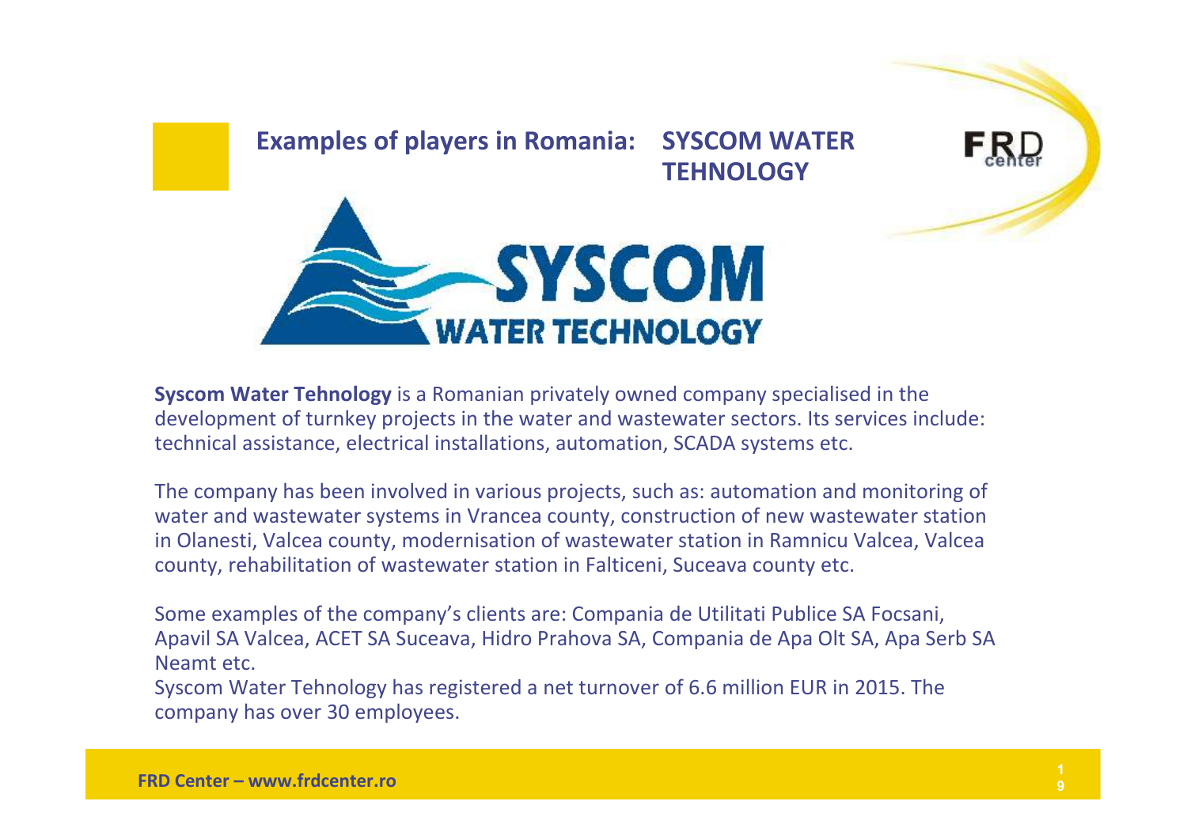## Examples of players in Romania: SYSCOM WATER TEHNOLOGY

**Syscom Water Tehnology** is a Romanian privately owned company specialised in the development of turnkey projects in the water and wastewater sectors. Its services include: technical assistance, electrical installations, automation, SCADA systems etc.

The company has been involved in various projects, such as: automation and monitoring of water and wastewater systems in Vrancea county, construction of new wastewater station in Olanesti, Valcea county, modernisation of wastewater station in Ramnicu Valcea, Valcea county, rehabilitation of wastewater station in Falticeni, Suceava county etc.

Some examples of the company's clients are: Compania de Utilitati Publice SA Focsani, Apavil SA Valcea, ACET SA Suceava, Hidro Prahova SA, Compania de Apa Olt SA, Apa Serb SA Neamt etc.

Syscom Water Tehnology has registered a net turnover of 6.6 million EUR in 2015. The company has over 30 employees.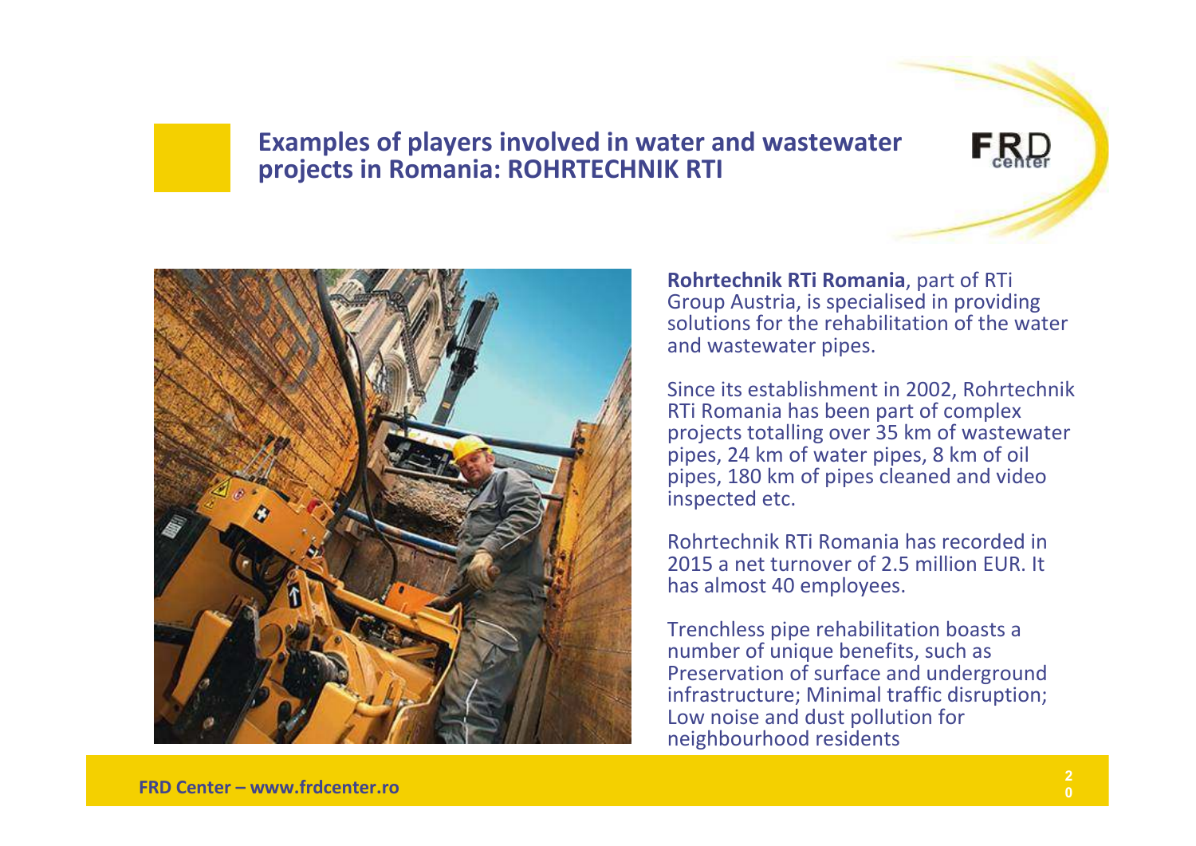## Examples of players involved in water and wastewater projects in Romania: ROHRTECHNIK RTI

**Rohrtechnik RTi Romania**, part of RTi Group Austria, is specialised in providing solutions for the rehabilitation of the water and wastewater pipes.

Since its establishment in 2002, Rohrtechnik RTi Romania has been part of complex projects totalling over 35 km of wastewater pipes, 24 km of water pipes, 8 km of oil pipes, 180 km of pipes cleaned and video inspected etc.

Rohrtechnik RTi Romania has recorded in 2015 a net turnover of 2.5 million EUR. It has almost 40 employees.

Trenchless pipe rehabilitation boasts a number of unique benefits, such as Preservation of surface and underground infrastructure; Minimal traffic disruption; Low noise and dust pollution for neighbourhood residents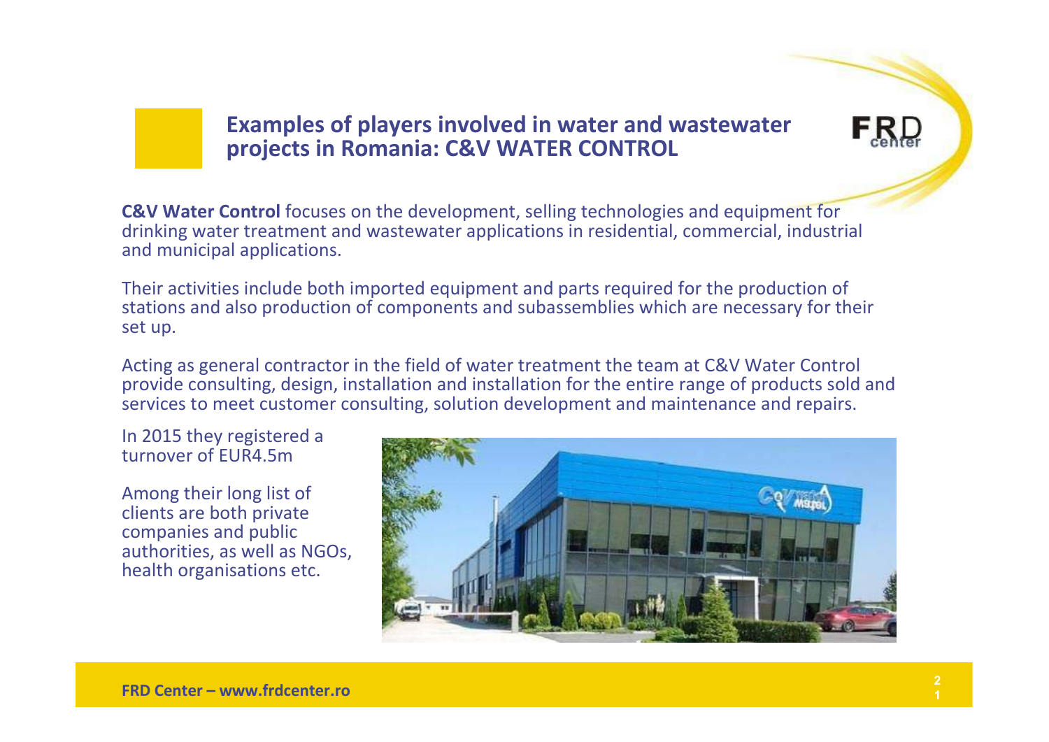# Examples of players involved in water and wastewater projects in Romania: C&V WATER CONTROL

**C&V Water Control** focuses on the development, selling technologies and equipment for drinking water treatment and wastewater applications in residential, commercial, industrial and municipal applications.

Their activities include both imported equipment and parts required for the production of stations and also production of components and subassemblies which are necessary for their set up.

Acting as general contractor in the field of water treatment the team at C&V Water Control provide consulting, design, installation and installation for the entire range of products sold and services to meet customer consulting, solution development and maintenance and repairs.

In 2015 they registered a turnover of EUR4.5m

Among their long list of clients are both private companies and public authorities, as well as NGOs, health organisations etc.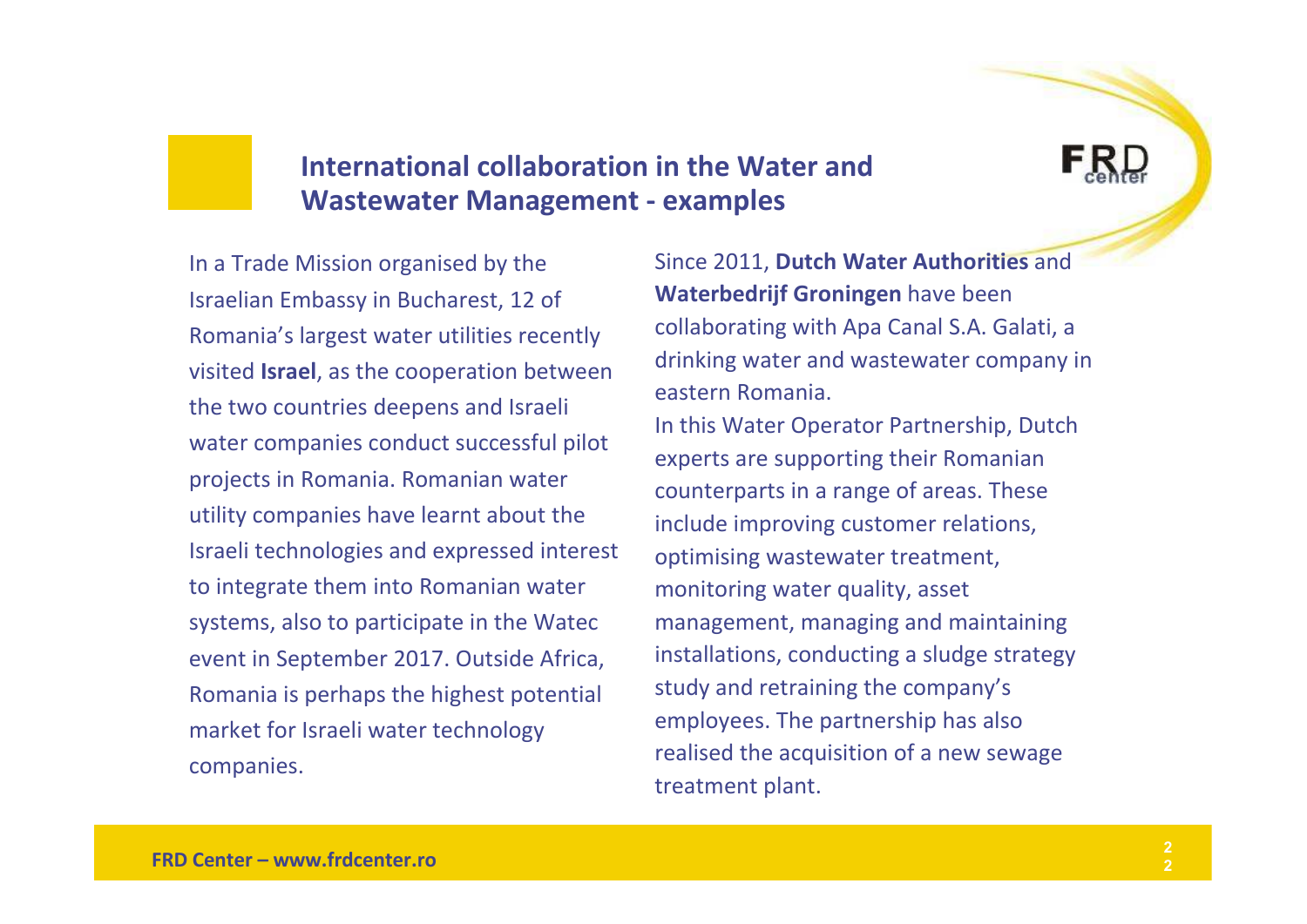## International collaboration in the Water and Wastewater Management - examples

In a Trade Mission organised by the Israelian Embassy in Bucharest, 12 of Romania's largest water utilities recently visited **Israel**, as the cooperation between the two countries deepens and Israeli water companies conduct successful pilot projects in Romania. Romanian water utility companies have learnt about the Israeli technologies and expressed interest to integrate them into Romanian water systems, also to participate in the Watec event in September 2017. Outside Africa, Romania is perhaps the highest potential market for Israeli water technology companies.

Since 2011, **Dutch Water Authorities** and **Waterbedrijf Groningen** have been collaborating with Apa Canal S.A. Galati, a drinking water and wastewater company in eastern Romania.

In this Water Operator Partnership, Dutch experts are supporting their Romanian counterparts in a range of areas. These include improving customer relations, optimising wastewater treatment, monitoring water quality, asset management, managing and maintaining installations, conducting a sludge strategy study and retraining the company's employees. The partnership has also realised the acquisition of a new sewage treatment plant.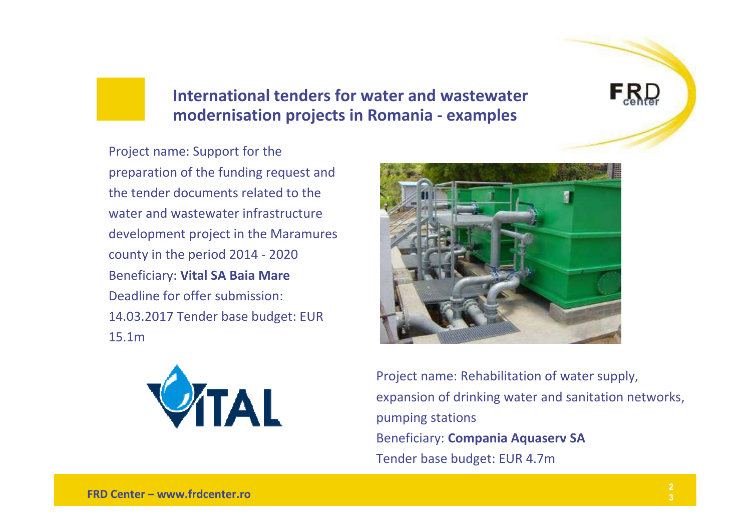## International tenders for water and wastewater modernisation projects in Romania - examples

Project name: Support for the preparation of the funding request and the tender documents related to the water and wastewater infrastructure development project in the Maramures county in the period 2014 - 2020

Beneficiary: **Vital SA Baia Mare**

Deadline for offer submission: 14.03.2017 Tender base budget: EUR 15.1m

Project name: Rehabilitation of water supply, expansion of drinking water and sanitation networks, pumping stations

Beneficiary: **Compania Aquaserv SA**

Tender base budget: EUR 4.7m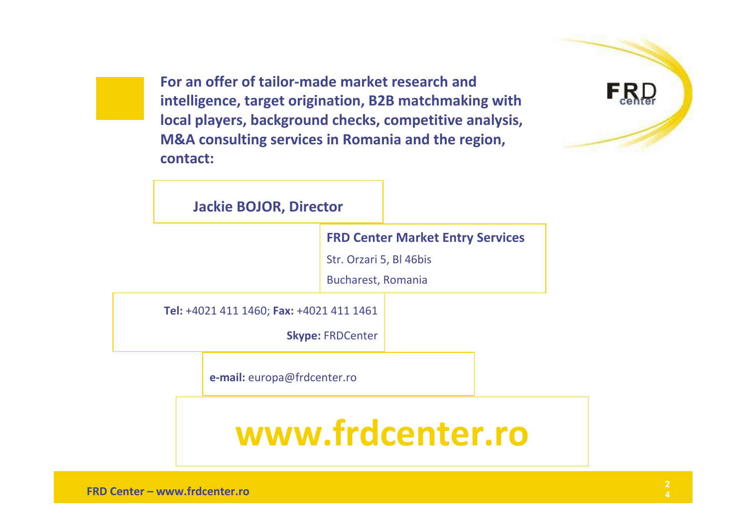**For an offer of tailor-made market research and intelligence, target origination, B2B matchmaking with local players, background checks, competitive analysis, M&A consulting services in Romania and the region, contact:**

**Jackie BOJOR, Director**

**FRD Center Market Entry Services**

Str. Orzari 5, Bl 46bis

Bucharest, Romania

**Tel:** +4021 411 1460; **Fax:** +4021 411 1461

**Skype:** FRDCenter

**e-mail:** europa@frdcenter.ro

# www.frdcenter.ro